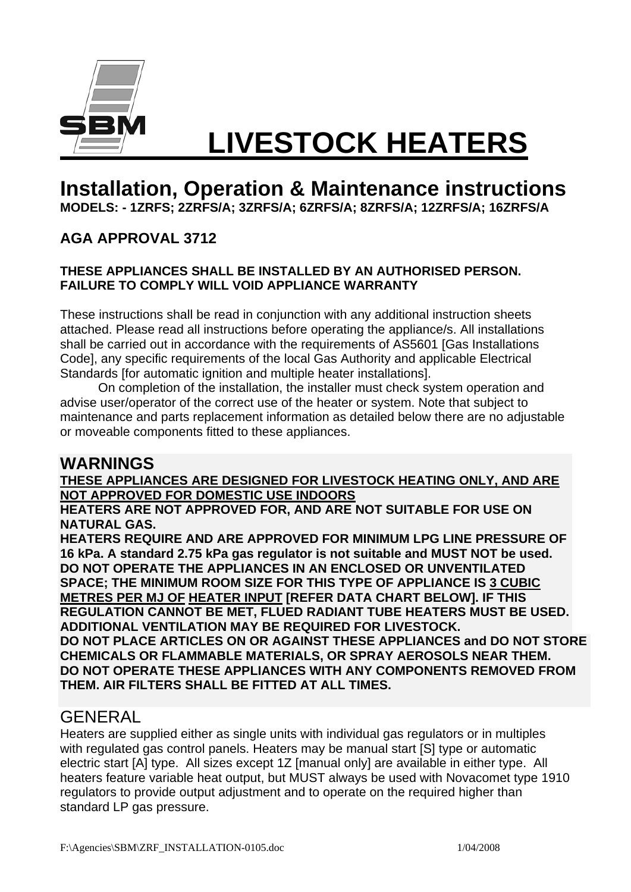SBM

# LIVESTOCK HEATERS

## Installation, Operation & Maintenance instructions

**MODELS: - 1ZRFS; 2ZRFS/A; 3ZRFS/A; 6ZRFS/A; 8ZRFS/A; 12ZRFS/A; 16ZRFS/A**

**AGA APPROVAL 3712**

**THESE APPLIANCES SHALL BE INSTALLED BY AN AUTHORISED PERSON. FAILURE TO COMPLY WILL VOID APPLIANCE WARRANTY**

These instructions shall be read in conjunction with any additional instruction sheets attached. Please read all instructions before operating the appliance/s. All installations shall be carried out in accordance with the requirements of AS5601 [Gas Installations Code], any specific requirements of the local Gas Authority and applicable Electrical Standards [for automatic ignition and multiple heater installations].

On completion of the installation, the installer must check system operation and advise user/operator of the correct use of the heater or system. Note that subject to maintenance and parts replacement information as detailed below there are no adjustable or moveable components fitted to these appliances.

## WARNINGS

**THESE APPLIANCES ARE DESIGNED FOR LIVESTOCK HEATING ONLY, AND ARE NOT APPROVED FOR DOMESTIC USE INDOORS**

**HEATERS ARE NOT APPROVED FOR, AND ARE NOT SUITABLE FOR USE ON NATURAL GAS.**

**HEATERS REQUIRE AND ARE APPROVED FOR MINIMUM LPG LINE PRESSURE OF 16 kPa. A standard 2.75 kPa gas regulator is not suitable and MUST NOT be used.**

**DO NOT OPERATE THE APPLIANCES IN AN ENCLOSED OR UNVENTILATED SPACE; THE MINIMUM ROOM SIZE FOR THIS TYPE OF APPLIANCE IS 3 CUBIC METRES PER MJ OF HEATER INPUT [REFER DATA CHART BELOW]. IF THIS REGULATION CANNOT BE MET, FLUED RADIANT TUBE HEATERS MUST BE USED. ADDITIONAL VENTILATION MAY BE REQUIRED FOR LIVESTOCK.**

**DO NOT PLACE ARTICLES ON OR AGAINST THESE APPLIANCES and DO NOT STORE CHEMICALS OR FLAMMABLE MATERIALS, OR SPRAY AEROSOLS NEAR THEM.**

**DO NOT OPERATE THESE APPLIANCES WITH ANY COMPONENTS REMOVED FROM THEM. AIR FILTERS SHALL BE FITTED AT ALL TIMES.**

## GENERAL

Heaters are supplied either as single units with individual gas regulators or in multiples with regulated gas control panels. Heaters may be manual start [S] type or automatic electric start [A] type. All sizes except 1Z [manual only] are available in either type. All heaters feature variable heat output, but MUST always be used with Novacomet type 1910 regulators to provide output adjustment and to operate on the required higher than standard LP gas pressure.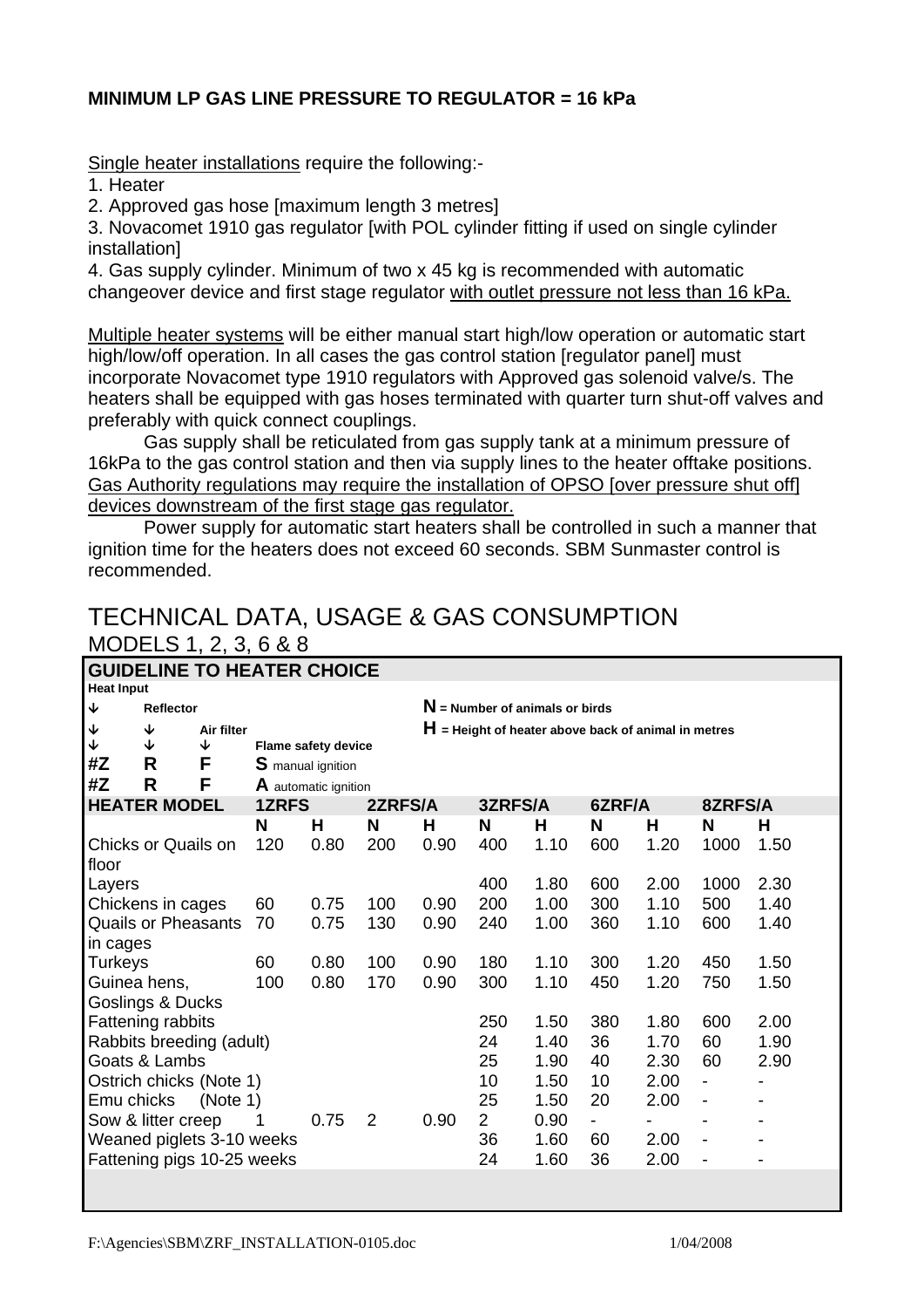**MINIMUM LP GAS LINE PRESSURE TO REGULATOR = 16 kPa**

Single heater installations require the following:-

1. Heater
2. Approved gas hose [maximum length 3 metres]
3. Novacomet 1910 gas regulator [with POL cylinder fitting if used on single cylinder installation]
4. Gas supply cylinder. Minimum of two x 45 kg is recommended with automatic changeover device and first stage regulator with outlet pressure not less than 16 kPa.

Multiple heater systems will be either manual start high/low operation or automatic start high/low/off operation. In all cases the gas control station [regulator panel] must incorporate Novacomet type 1910 regulators with Approved gas solenoid valve/s. The heaters shall be equipped with gas hoses terminated with quarter turn shut-off valves and preferably with quick connect couplings.

Gas supply shall be reticulated from gas supply tank at a minimum pressure of 16kPa to the gas control station and then via supply lines to the heater offtake positions. Gas Authority regulations may require the installation of OPSO [over pressure shut off] devices downstream of the first stage gas regulator.

Power supply for automatic start heaters shall be controlled in such a manner that ignition time for the heaters does not exceed 60 seconds. SBM Sunmaster control is recommended.

# TECHNICAL DATA, USAGE & GAS CONSUMPTION

## MODELS 1, 2, 3, 6 & 8

**GUIDELINE TO HEATER CHOICE**

Heat Input → #Z
Reflector → R
Air filter → F
Flame safety device → **S** manual ignition / **A** automatic ignition

**N** = Number of animals or birds
**H** = Height of heater above back of animal in metres

| HEATER MODEL | 1ZRFS | | 2ZRFS/A | | 3ZRFS/A | | 6ZRF/A | | 8ZRFS/A | |
|---|---|---|---|---|---|---|---|---|---|---|
| | N | H | N | H | N | H | N | H | N | H |
| Chicks or Quails on floor | 120 | 0.80 | 200 | 0.90 | 400 | 1.10 | 600 | 1.20 | 1000 | 1.50 |
| Layers | | | | | 400 | 1.80 | 600 | 2.00 | 1000 | 2.30 |
| Chickens in cages | 60 | 0.75 | 100 | 0.90 | 200 | 1.00 | 300 | 1.10 | 500 | 1.40 |
| Quails or Pheasants in cages | 70 | 0.75 | 130 | 0.90 | 240 | 1.00 | 360 | 1.10 | 600 | 1.40 |
| Turkeys | 60 | 0.80 | 100 | 0.90 | 180 | 1.10 | 300 | 1.20 | 450 | 1.50 |
| Guinea hens, Goslings & Ducks | 100 | 0.80 | 170 | 0.90 | 300 | 1.10 | 450 | 1.20 | 750 | 1.50 |
| Fattening rabbits | | | | | 250 | 1.50 | 380 | 1.80 | 600 | 2.00 |
| Rabbits breeding (adult) | | | | | 24 | 1.40 | 36 | 1.70 | 60 | 1.90 |
| Goats & Lambs | | | | | 25 | 1.90 | 40 | 2.30 | 60 | 2.90 |
| Ostrich chicks (Note 1) | | | | | 10 | 1.50 | 10 | 2.00 | - | - |
| Emu chicks (Note 1) | | | | | 25 | 1.50 | 20 | 2.00 | - | - |
| Sow & litter creep | 1 | 0.75 | 2 | 0.90 | 2 | 0.90 | - | - | - | - |
| Weaned piglets 3-10 weeks | | | | | 36 | 1.60 | 60 | 2.00 | - | - |
| Fattening pigs 10-25 weeks | | | | | 24 | 1.60 | 36 | 2.00 | - | - |

F:\Agencies\SBM\ZRF_INSTALLATION-0105.doc 1/04/2008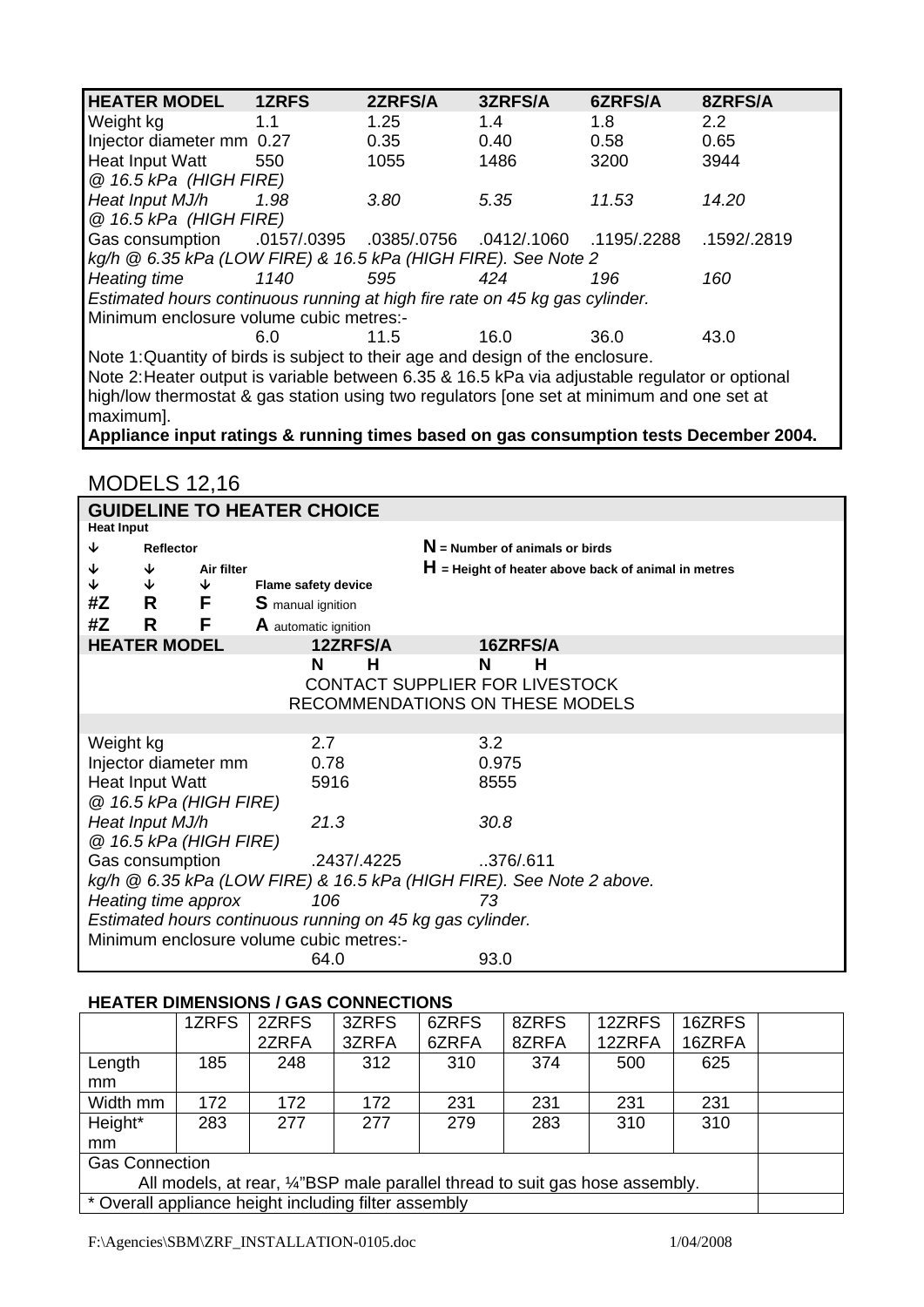| **HEATER MODEL** | **1ZRFS** | **2ZRFS/A** | **3ZRFS/A** | **6ZRFS/A** | **8ZRFS/A** |
|---|---|---|---|---|---|
| Weight kg | 1.1 | 1.25 | 1.4 | 1.8 | 2.2 |
| Injector diameter mm | 0.27 | 0.35 | 0.40 | 0.58 | 0.65 |
| Heat Input Watt *@ 16.5 kPa (HIGH FIRE)* | 550 | 1055 | 1486 | 3200 | 3944 |
| *Heat Input MJ/h @ 16.5 kPa (HIGH FIRE)* | *1.98* | *3.80* | *5.35* | *11.53* | *14.20* |
| Gas consumption *kg/h @ 6.35 kPa (LOW FIRE) & 16.5 kPa (HIGH FIRE). See Note 2* | .0157/.0395 | .0385/.0756 | .0412/.1060 | .1195/.2288 | .1592/.2819 |
| *Heating time* *Estimated hours continuous running at high fire rate on 45 kg gas cylinder.* | *1140* | *595* | *424* | *196* | *160* |
| Minimum enclosure volume cubic metres:- | 6.0 | 11.5 | 16.0 | 36.0 | 43.0 |

Note 1: Quantity of birds is subject to their age and design of the enclosure.

Note 2: Heater output is variable between 6.35 & 16.5 kPa via adjustable regulator or optional high/low thermostat & gas station using two regulators [one set at minimum and one set at maximum].

**Appliance input ratings & running times based on gas consumption tests December 2004.**

## MODELS 12,16

### GUIDELINE TO HEATER CHOICE

**Heat Input** → **#Z**
**Reflector** → **R**
**Air filter** → **F**
**Flame safety device** → **S** manual ignition / **A** automatic ignition

**#Z R F S** manual ignition
**#Z R F A** automatic ignition

**N** = Number of animals or birds
**H** = Height of heater above back of animal in metres

| **HEATER MODEL** | **12ZRFS/A** | **16ZRFS/A** |
|---|---|---|
| | **N H** | **N H** |
| | CONTACT SUPPLIER FOR LIVESTOCK RECOMMENDATIONS ON THESE MODELS | |
| Weight kg | 2.7 | 3.2 |
| Injector diameter mm | 0.78 | 0.975 |
| Heat Input Watt *@ 16.5 kPa (HIGH FIRE)* | 5916 | 8555 |
| *Heat Input MJ/h @ 16.5 kPa (HIGH FIRE)* | *21.3* | *30.8* |
| Gas consumption *kg/h @ 6.35 kPa (LOW FIRE) & 16.5 kPa (HIGH FIRE). See Note 2 above.* | .2437/.4225 | ..376/.611 |
| *Heating time approx* *Estimated hours continuous running on 45 kg gas cylinder.* | *106* | *73* |
| Minimum enclosure volume cubic metres:- | 64.0 | 93.0 |

### HEATER DIMENSIONS / GAS CONNECTIONS

| | 1ZRFS | 2ZRFS 2ZRFA | 3ZRFS 3ZRFA | 6ZRFS 6ZRFA | 8ZRFS 8ZRFA | 12ZRFS 12ZRFA | 16ZRFS 16ZRFA |
|---|---|---|---|---|---|---|---|
| Length mm | 185 | 248 | 312 | 310 | 374 | 500 | 625 |
| Width mm | 172 | 172 | 172 | 231 | 231 | 231 | 231 |
| Height* mm | 283 | 277 | 277 | 279 | 283 | 310 | 310 |

Gas Connection
All models, at rear, ¼"BSP male parallel thread to suit gas hose assembly.

* Overall appliance height including filter assembly

F:\Agencies\SBM\ZRF_INSTALLATION-0105.doc 1/04/2008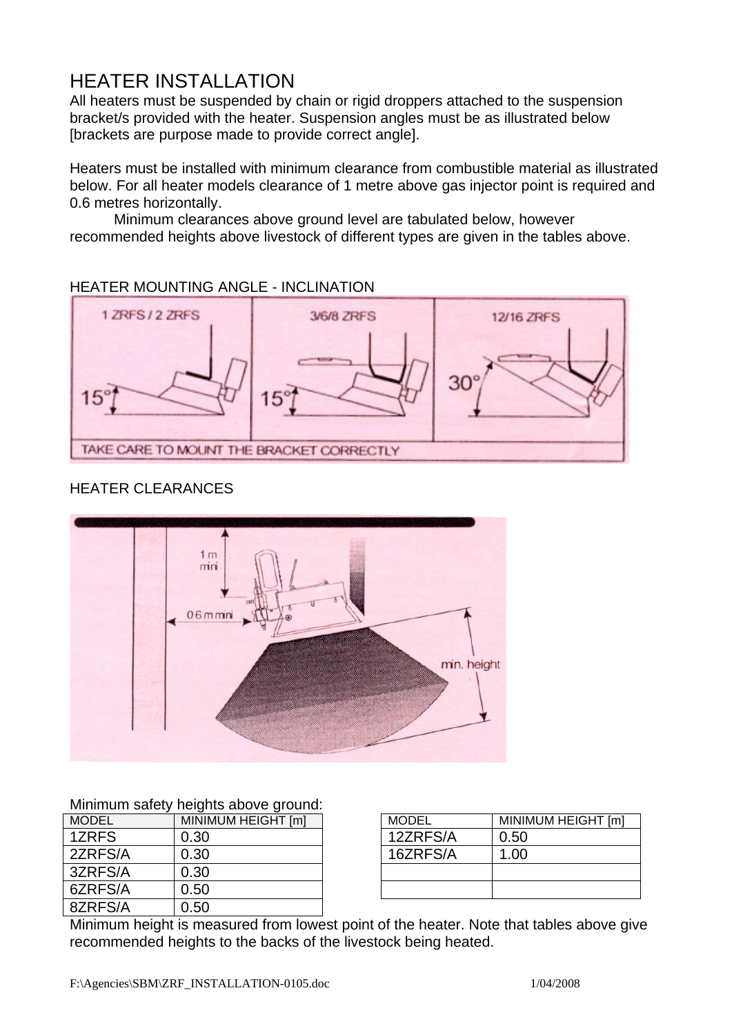# HEATER INSTALLATION

All heaters must be suspended by chain or rigid droppers attached to the suspension bracket/s provided with the heater. Suspension angles must be as illustrated below [brackets are purpose made to provide correct angle].

Heaters must be installed with minimum clearance from combustible material as illustrated below. For all heater models clearance of 1 metre above gas injector point is required and 0.6 metres horizontally.

Minimum clearances above ground level are tabulated below, however recommended heights above livestock of different types are given in the tables above.

## HEATER MOUNTING ANGLE - INCLINATION

## HEATER CLEARANCES

Minimum safety heights above ground:

| MODEL | MINIMUM HEIGHT [m] |
|---|---|
| 1ZRFS | 0.30 |
| 2ZRFS/A | 0.30 |
| 3ZRFS/A | 0.30 |
| 6ZRFS/A | 0.50 |
| 8ZRFS/A | 0.50 |
| 12ZRFS/A | 0.50 |
| 16ZRFS/A | 1.00 |

Minimum height is measured from lowest point of the heater. Note that tables above give recommended heights to the backs of the livestock being heated.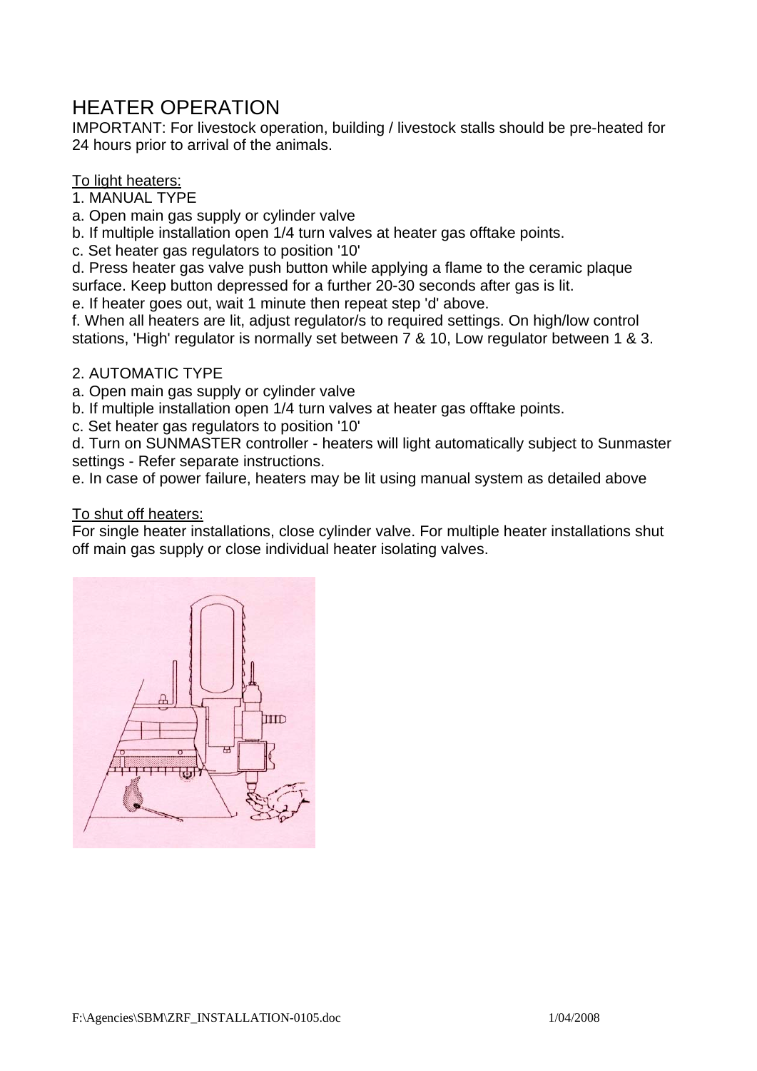# HEATER OPERATION

IMPORTANT: For livestock operation, building / livestock stalls should be pre-heated for 24 hours prior to arrival of the animals.

To light heaters:

1. MANUAL TYPE

a. Open main gas supply or cylinder valve
b. If multiple installation open 1/4 turn valves at heater gas offtake points.
c. Set heater gas regulators to position '10'
d. Press heater gas valve push button while applying a flame to the ceramic plaque surface. Keep button depressed for a further 20-30 seconds after gas is lit.
e. If heater goes out, wait 1 minute then repeat step 'd' above.
f. When all heaters are lit, adjust regulator/s to required settings. On high/low control stations, 'High' regulator is normally set between 7 & 10, Low regulator between 1 & 3.

2. AUTOMATIC TYPE

a. Open main gas supply or cylinder valve
b. If multiple installation open 1/4 turn valves at heater gas offtake points.
c. Set heater gas regulators to position '10'
d. Turn on SUNMASTER controller - heaters will light automatically subject to Sunmaster settings - Refer separate instructions.
e. In case of power failure, heaters may be lit using manual system as detailed above

To shut off heaters:

For single heater installations, close cylinder valve. For multiple heater installations shut off main gas supply or close individual heater isolating valves.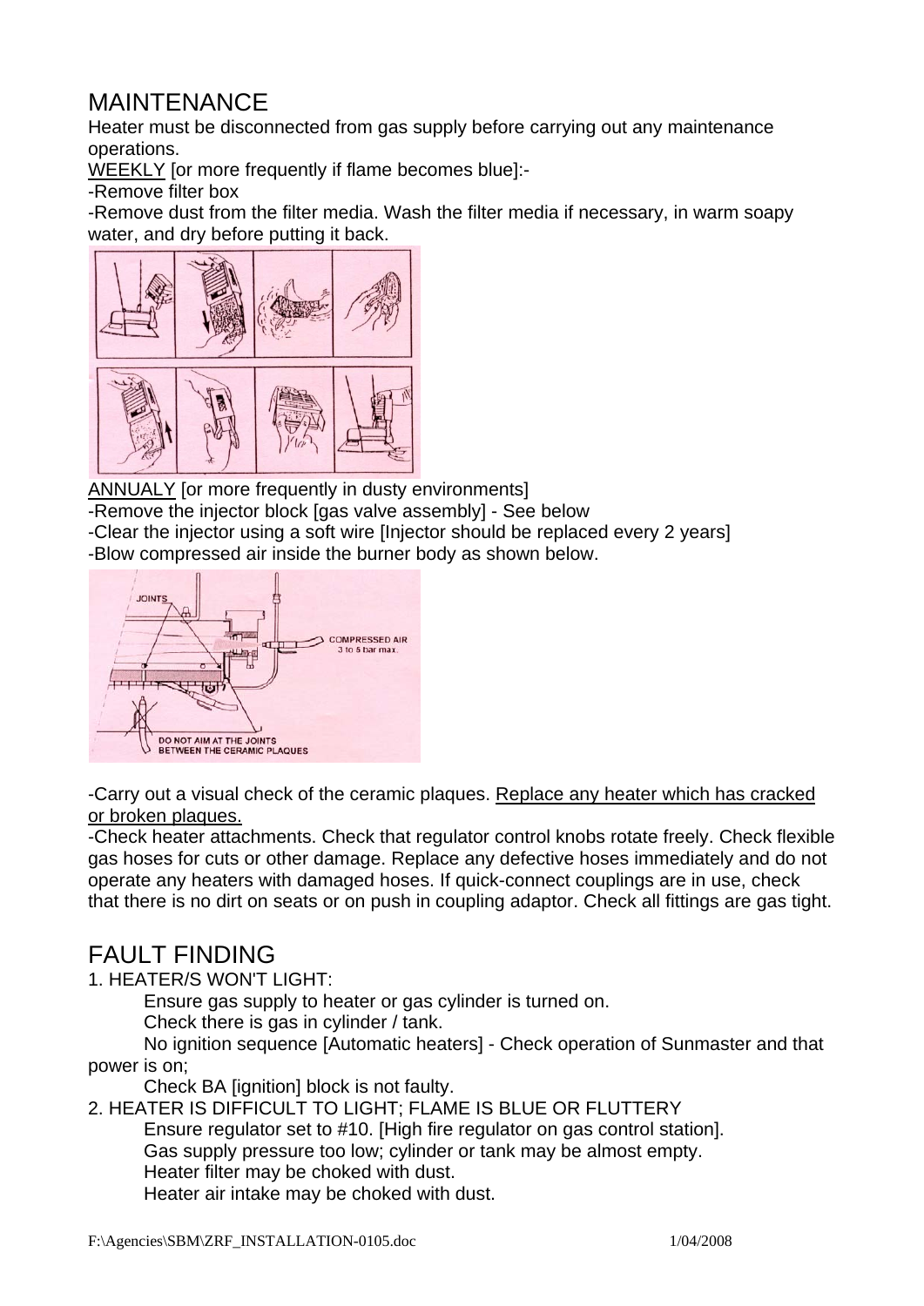# MAINTENANCE

Heater must be disconnected from gas supply before carrying out any maintenance operations.

WEEKLY [or more frequently if flame becomes blue]:-

-Remove filter box

-Remove dust from the filter media. Wash the filter media if necessary, in warm soapy water, and dry before putting it back.

ANNUALY [or more frequently in dusty environments]

-Remove the injector block [gas valve assembly] - See below

-Clear the injector using a soft wire [Injector should be replaced every 2 years]

-Blow compressed air inside the burner body as shown below.

-Carry out a visual check of the ceramic plaques. Replace any heater which has cracked or broken plaques.

-Check heater attachments. Check that regulator control knobs rotate freely. Check flexible gas hoses for cuts or other damage. Replace any defective hoses immediately and do not operate any heaters with damaged hoses. If quick-connect couplings are in use, check that there is no dirt on seats or on push in coupling adaptor. Check all fittings are gas tight.

# FAULT FINDING

1. HEATER/S WON'T LIGHT:

    Ensure gas supply to heater or gas cylinder is turned on.

    Check there is gas in cylinder / tank.

    No ignition sequence [Automatic heaters] - Check operation of Sunmaster and that power is on;

    Check BA [ignition] block is not faulty.

2. HEATER IS DIFFICULT TO LIGHT; FLAME IS BLUE OR FLUTTERY

    Ensure regulator set to #10. [High fire regulator on gas control station].

    Gas supply pressure too low; cylinder or tank may be almost empty.

    Heater filter may be choked with dust.

    Heater air intake may be choked with dust.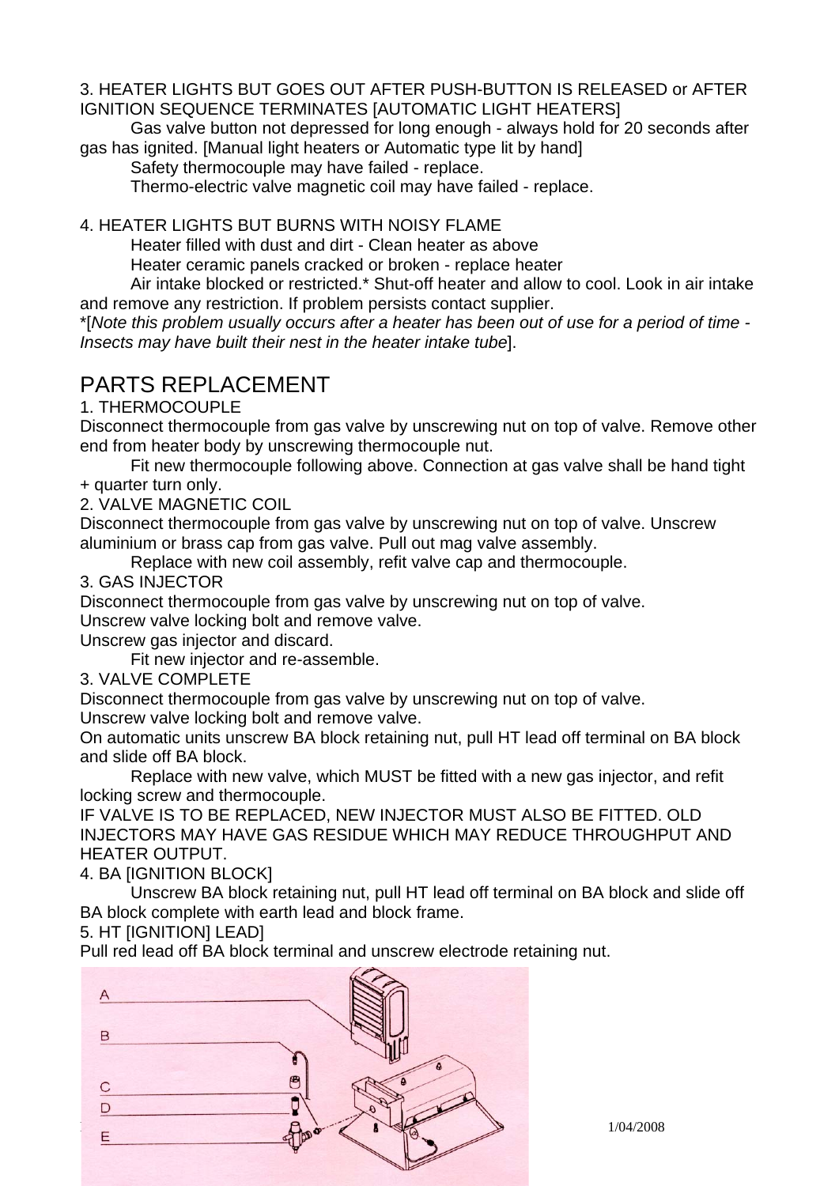3. HEATER LIGHTS BUT GOES OUT AFTER PUSH-BUTTON IS RELEASED or AFTER IGNITION SEQUENCE TERMINATES [AUTOMATIC LIGHT HEATERS]

Gas valve button not depressed for long enough - always hold for 20 seconds after gas has ignited. [Manual light heaters or Automatic type lit by hand]

Safety thermocouple may have failed - replace.

Thermo-electric valve magnetic coil may have failed - replace.

4. HEATER LIGHTS BUT BURNS WITH NOISY FLAME

Heater filled with dust and dirt - Clean heater as above

Heater ceramic panels cracked or broken - replace heater

Air intake blocked or restricted.* Shut-off heater and allow to cool. Look in air intake and remove any restriction. If problem persists contact supplier.

*[*Note this problem usually occurs after a heater has been out of use for a period of time - Insects may have built their nest in the heater intake tube*].

## PARTS REPLACEMENT

1. THERMOCOUPLE

Disconnect thermocouple from gas valve by unscrewing nut on top of valve. Remove other end from heater body by unscrewing thermocouple nut.

Fit new thermocouple following above. Connection at gas valve shall be hand tight + quarter turn only.

2. VALVE MAGNETIC COIL

Disconnect thermocouple from gas valve by unscrewing nut on top of valve. Unscrew aluminium or brass cap from gas valve. Pull out mag valve assembly.

Replace with new coil assembly, refit valve cap and thermocouple.

3. GAS INJECTOR

Disconnect thermocouple from gas valve by unscrewing nut on top of valve.

Unscrew valve locking bolt and remove valve.

Unscrew gas injector and discard.

Fit new injector and re-assemble.

3. VALVE COMPLETE

Disconnect thermocouple from gas valve by unscrewing nut on top of valve.

Unscrew valve locking bolt and remove valve.

On automatic units unscrew BA block retaining nut, pull HT lead off terminal on BA block and slide off BA block.

Replace with new valve, which MUST be fitted with a new gas injector, and refit locking screw and thermocouple.

IF VALVE IS TO BE REPLACED, NEW INJECTOR MUST ALSO BE FITTED. OLD INJECTORS MAY HAVE GAS RESIDUE WHICH MAY REDUCE THROUGHPUT AND HEATER OUTPUT.

4. BA [IGNITION BLOCK]

Unscrew BA block retaining nut, pull HT lead off terminal on BA block and slide off BA block complete with earth lead and block frame.

5. HT [IGNITION] LEAD]

Pull red lead off BA block terminal and unscrew electrode retaining nut.

A
B
C
D
E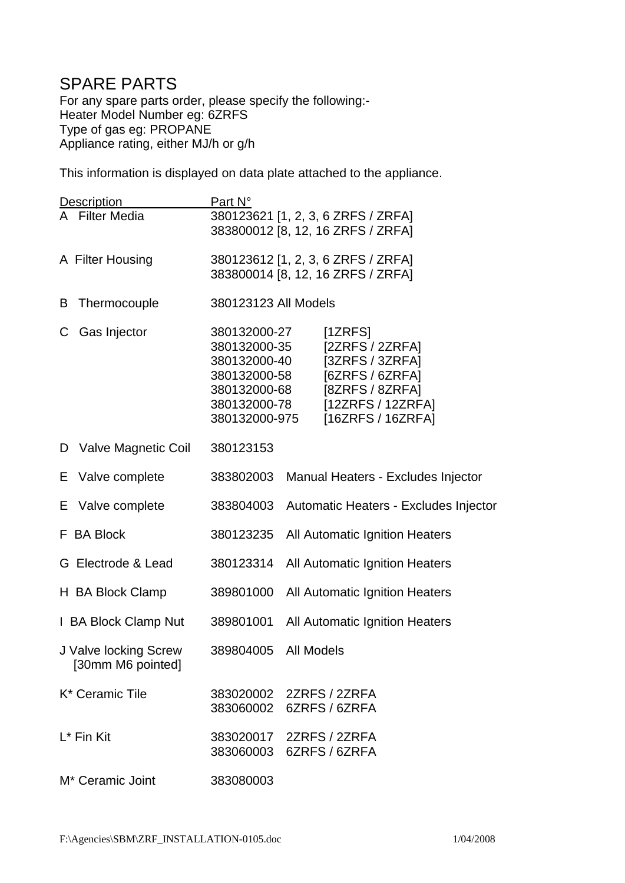# SPARE PARTS

For any spare parts order, please specify the following:-
Heater Model Number eg: 6ZRFS
Type of gas eg: PROPANE
Appliance rating, either MJ/h or g/h

This information is displayed on data plate attached to the appliance.

| Description | Part N° | |
|---|---|---|
| A Filter Media | 380123621 [1, 2, 3, 6 ZRFS / ZRFA] | |
| | 383800012 [8, 12, 16 ZRFS / ZRFA] | |
| A Filter Housing | 380123612 [1, 2, 3, 6 ZRFS / ZRFA] | |
| | 383800014 [8, 12, 16 ZRFS / ZRFA] | |
| B Thermocouple | 380123123 All Models | |
| C Gas Injector | 380132000-27 | [1ZRFS] |
| | 380132000-35 | [2ZRFS / 2ZRFA] |
| | 380132000-40 | [3ZRFS / 3ZRFA] |
| | 380132000-58 | [6ZRFS / 6ZRFA] |
| | 380132000-68 | [8ZRFS / 8ZRFA] |
| | 380132000-78 | [12ZRFS / 12ZRFA] |
| | 380132000-975 | [16ZRFS / 16ZRFA] |
| D Valve Magnetic Coil | 380123153 | |
| E Valve complete | 383802003 | Manual Heaters - Excludes Injector |
| E Valve complete | 383804003 | Automatic Heaters - Excludes Injector |
| F BA Block | 380123235 | All Automatic Ignition Heaters |
| G Electrode & Lead | 380123314 | All Automatic Ignition Heaters |
| H BA Block Clamp | 389801000 | All Automatic Ignition Heaters |
| I BA Block Clamp Nut | 389801001 | All Automatic Ignition Heaters |
| J Valve locking Screw [30mm M6 pointed] | 389804005 | All Models |
| K* Ceramic Tile | 383020002 | 2ZRFS / 2ZRFA |
| | 383060002 | 6ZRFS / 6ZRFA |
| L* Fin Kit | 383020017 | 2ZRFS / 2ZRFA |
| | 383060003 | 6ZRFS / 6ZRFA |
| M* Ceramic Joint | 383080003 | |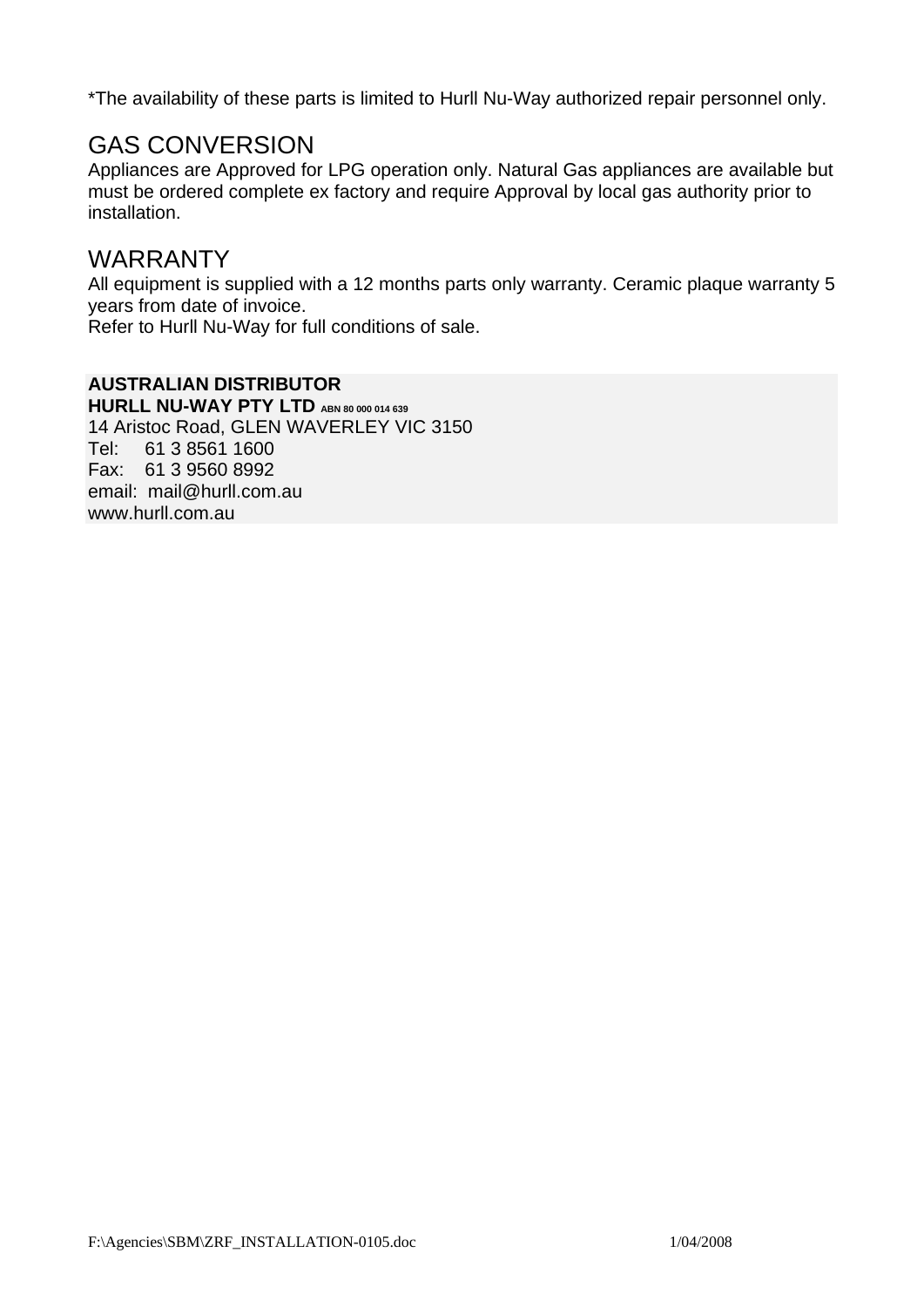*The availability of these parts is limited to Hurll Nu-Way authorized repair personnel only.

## GAS CONVERSION

Appliances are Approved for LPG operation only. Natural Gas appliances are available but must be ordered complete ex factory and require Approval by local gas authority prior to installation.

## WARRANTY

All equipment is supplied with a 12 months parts only warranty. Ceramic plaque warranty 5 years from date of invoice.
Refer to Hurll Nu-Way for full conditions of sale.

**AUSTRALIAN DISTRIBUTOR**
**HURLL NU-WAY PTY LTD** ABN 80 000 014 639
14 Aristoc Road, GLEN WAVERLEY VIC 3150
Tel: 61 3 8561 1600
Fax: 61 3 9560 8992
email: mail@hurll.com.au
www.hurll.com.au